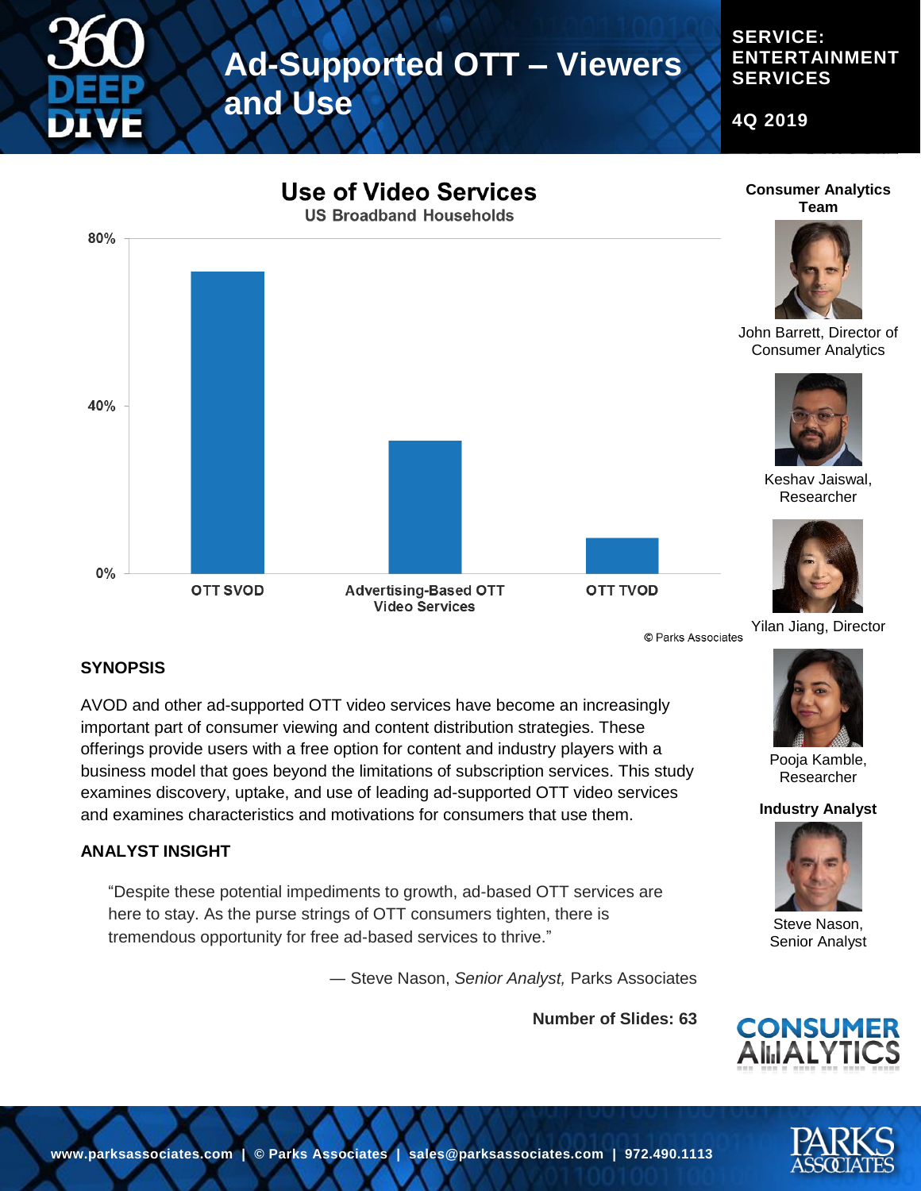# Ad-Supported OTT – Viewers and Use

**SERVICE: ENTERTAINMENT SERVICES**

**4Q 2019**

## Use of Video Services

US Broadband Households

80%

40%

0%

OTT SVOD | Advertising-Based OTT Video Services | OTT TVOD

© Parks Associates

**Consumer Analytics Team**

John Barrett, Director of Consumer Analytics

Keshav Jaiswal, Researcher

Yilan Jiang, Director

Pooja Kamble, Researcher

**Industry Analyst**

Steve Nason, Senior Analyst

### SYNOPSIS

AVOD and other ad-supported OTT video services have become an increasingly important part of consumer viewing and content distribution strategies. These offerings provide users with a free option for content and industry players with a business model that goes beyond the limitations of subscription services. This study examines discovery, uptake, and use of leading ad-supported OTT video services and examines characteristics and motivations for consumers that use them.

### ANALYST INSIGHT

> "Despite these potential impediments to growth, ad-based OTT services are here to stay. As the purse strings of OTT consumers tighten, there is tremendous opportunity for free ad-based services to thrive."

— Steve Nason, *Senior Analyst,* Parks Associates

**Number of Slides: 63**

www.parksassociates.com | © Parks Associates | sales@parksassociates.com | 972.490.1113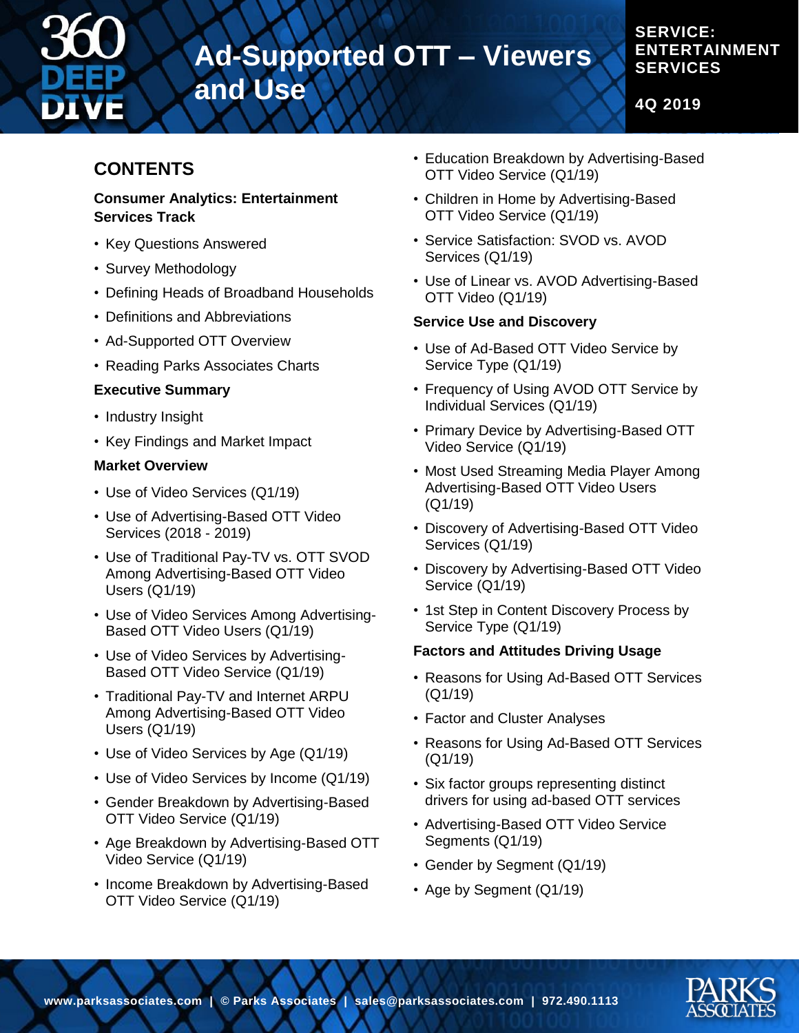# Ad-Supported OTT – Viewers and Use

**SERVICE: ENTERTAINMENT SERVICES**

**4Q 2019**

## CONTENTS

### Consumer Analytics: Entertainment Services Track

- Key Questions Answered
- Survey Methodology
- Defining Heads of Broadband Households
- Definitions and Abbreviations
- Ad-Supported OTT Overview
- Reading Parks Associates Charts

### Executive Summary

- Industry Insight
- Key Findings and Market Impact

### Market Overview

- Use of Video Services (Q1/19)
- Use of Advertising-Based OTT Video Services (2018 - 2019)
- Use of Traditional Pay-TV vs. OTT SVOD Among Advertising-Based OTT Video Users (Q1/19)
- Use of Video Services Among Advertising-Based OTT Video Users (Q1/19)
- Use of Video Services by Advertising-Based OTT Video Service (Q1/19)
- Traditional Pay-TV and Internet ARPU Among Advertising-Based OTT Video Users (Q1/19)
- Use of Video Services by Age (Q1/19)
- Use of Video Services by Income (Q1/19)
- Gender Breakdown by Advertising-Based OTT Video Service (Q1/19)
- Age Breakdown by Advertising-Based OTT Video Service (Q1/19)
- Income Breakdown by Advertising-Based OTT Video Service (Q1/19)
- Education Breakdown by Advertising-Based OTT Video Service (Q1/19)
- Children in Home by Advertising-Based OTT Video Service (Q1/19)
- Service Satisfaction: SVOD vs. AVOD Services (Q1/19)
- Use of Linear vs. AVOD Advertising-Based OTT Video (Q1/19)

### Service Use and Discovery

- Use of Ad-Based OTT Video Service by Service Type (Q1/19)
- Frequency of Using AVOD OTT Service by Individual Services (Q1/19)
- Primary Device by Advertising-Based OTT Video Service (Q1/19)
- Most Used Streaming Media Player Among Advertising-Based OTT Video Users (Q1/19)
- Discovery of Advertising-Based OTT Video Services (Q1/19)
- Discovery by Advertising-Based OTT Video Service (Q1/19)
- 1st Step in Content Discovery Process by Service Type (Q1/19)

### Factors and Attitudes Driving Usage

- Reasons for Using Ad-Based OTT Services (Q1/19)
- Factor and Cluster Analyses
- Reasons for Using Ad-Based OTT Services (Q1/19)
- Six factor groups representing distinct drivers for using ad-based OTT services
- Advertising-Based OTT Video Service Segments (Q1/19)
- Gender by Segment (Q1/19)
- Age by Segment (Q1/19)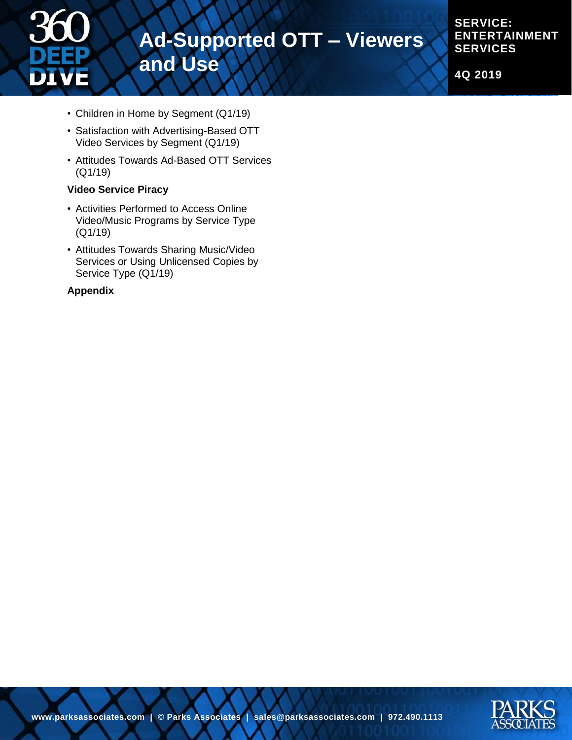- Children in Home by Segment (Q1/19)
- Satisfaction with Advertising-Based OTT Video Services by Segment (Q1/19)
- Attitudes Towards Ad-Based OTT Services (Q1/19)

**Video Service Piracy**

- Activities Performed to Access Online Video/Music Programs by Service Type (Q1/19)
- Attitudes Towards Sharing Music/Video Services or Using Unlicensed Copies by Service Type (Q1/19)

**Appendix**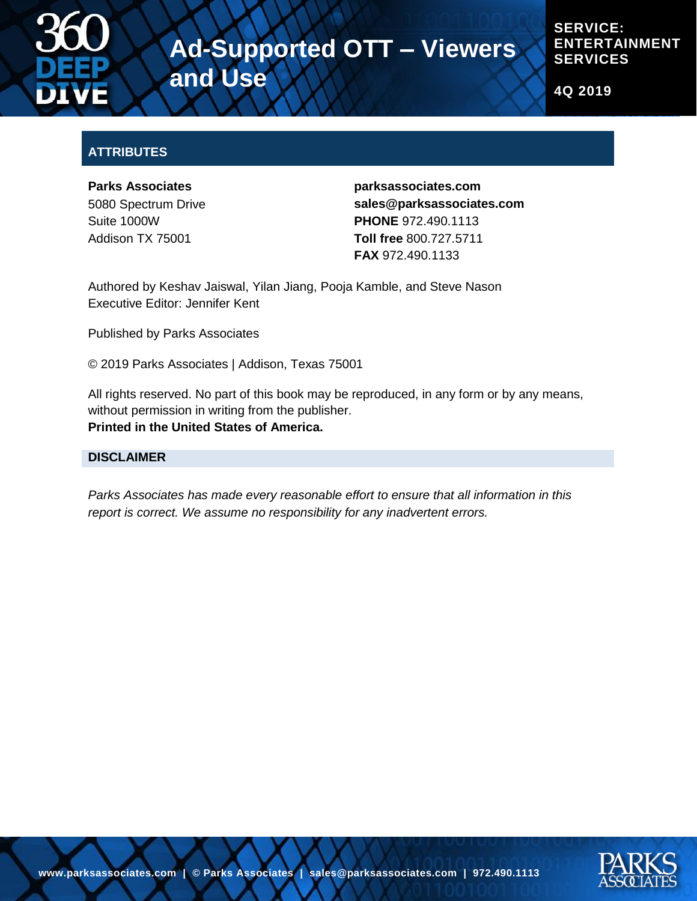# Ad-Supported OTT – Viewers and Use

**SERVICE: ENTERTAINMENT SERVICES**

**4Q 2019**

## ATTRIBUTES

**Parks Associates**
5080 Spectrum Drive
Suite 1000W
Addison TX 75001

**parksassociates.com**
**sales@parksassociates.com**
**PHONE** 972.490.1113
**Toll free** 800.727.5711
**FAX** 972.490.1133

Authored by Keshav Jaiswal, Yilan Jiang, Pooja Kamble, and Steve Nason
Executive Editor: Jennifer Kent

Published by Parks Associates

© 2019 Parks Associates | Addison, Texas 75001

All rights reserved. No part of this book may be reproduced, in any form or by any means, without permission in writing from the publisher.
**Printed in the United States of America.**

## DISCLAIMER

*Parks Associates has made every reasonable effort to ensure that all information in this report is correct. We assume no responsibility for any inadvertent errors.*